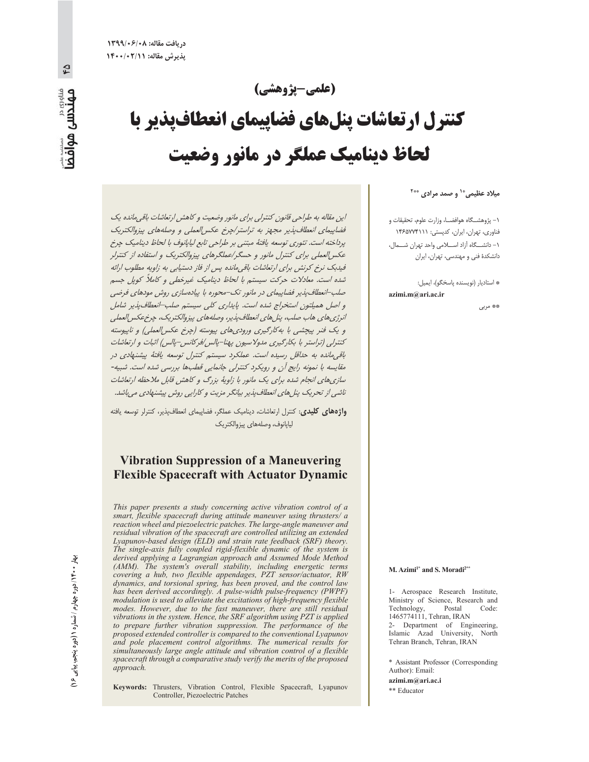دریافت مقاله: ۱۳۹۹/۰۶/۰۸
پذیرش مقاله: ۱۴۰۰/۰۲/۱۱

(علمی–پژوهشی)

# کنترل ارتعاشات پنل‌های فضاپیمای انعطاف‌پذیر با لحاظ دینامیک عملگر در مانور وضعیت

**میلاد عظیمی\*[۱] و صمد مرادی\*\*[۲]**

۱- پژوهشگاه هوافضا، وزارت علوم، تحقیقات و فناوری، تهران، ایران، کدپستی: ۱۴۶۵۷۷۴۱۱۱
۱- دانشگاه آزاد اسلامی واحد تهران شمال، دانشکدهٔ فنی و مهندسی، تهران، ایران

\* استادیار (نویسنده پاسخگو)، ایمیل:
**azimi.m@ari.ac.ir**
\*\* مربی

*این مقاله به طراحی قانون کنترلی برای مانور وضعیت و کاهش ارتعاشات باقی‌مانده یک فضاپیمای انعطاف‌پذیر مجهز به تراستر/چرخ عکس‌العملی و وصله‌های پیزوالکتریک پرداخته است. تئوری توسعه یافتهٔ مبتنی بر طراحی تابع لیاپانوف با لحاظ دینامیک چرخ عکس‌العملی برای کنترل مانور و حسگر/عملگرهای پیزوالکتریک و استفاده از کنترلر فیدبک نرخ کرنش برای ارتعاشات باقی‌مانده پس از فاز دستیابی به زاویه مطلوب ارائه شده است. معادلات حرکت سیستم با لحاظ دینامیک غیرخطی و کاملاً کوپل جسم صلب–انعطاف‌پذیر فضاپیمای در مانور تک–محوره با پیاده‌سازی روش مودهای فرضی و اصل همیلتون استخراج شده است. پایداری کلی سیستم صلب–انعطاف‌پذیر شامل انرژی‌های هاب صلب، پنل‌های انعطاف‌پذیر، وصله‌های پیزوالکتریک، چرخ‌عکس‌العملی و یک فنر پیچشی با به‌کارگیری ورودی‌های پیوسته (چرخ عکس‌العملی) و ناپیوسته کنترلی (تراستر با بکارگیری مدولاسیون پهنا–پالس/فرکانس–پالس) اثبات و ارتعاشات باقی‌مانده به حداقل رسیده است. عملکرد سیستم کنترل توسعه یافتهٔ پیشنهادی در مقایسه با نمونه رایج آن و رویکرد کنترلی جانمایی قطب‌ها بررسی شده است. شبیه‌سازی‌های انجام شده برای یک مانور با زاویهٔ بزرگ و کاهش قابل ملاحظه ارتعاشات ناشی از تحریک پنل‌های انعطاف‌پذیر بیانگر مزیت و کارایی روش پیشنهادی می‌باشد.*

**واژه‌های کلیدی**: کنترل ارتعاشات، دینامیک عملگر، فضاپیمای انعطاف‌پذیر، کنترلر توسعه یافته لیاپانوف، وصله‌های پیزوالکتریک

## Vibration Suppression of a Maneuvering Flexible Spacecraft with Actuator Dynamic

**M. Azimi[1]\* and S. Moradi[2]\*\***

1- Aerospace Research Institute, Ministry of Science, Research and Technology, Postal Code: 1465774111, Tehran, IRAN
2- Department of Engineering, Islamic Azad University, North Tehran Branch, Tehran, IRAN

\* Assistant Professor (Corresponding Author): Email:
**azimi.m@ari.ac.i**
\*\* Educator

*This paper presents a study concerning active vibration control of a smart, flexible spacecraft during attitude maneuver using thrusters/ a reaction wheel and piezoelectric patches. The large-angle maneuver and residual vibration of the spacecraft are controlled utilizing an extended Lyapunov-based design (ELD) and strain rate feedback (SRF) theory. The single-axis fully coupled rigid-flexible dynamic of the system is derived applying a Lagrangian approach and Assumed Mode Method (AMM). The system's overall stability, including energetic terms covering a hub, two flexible appendages, PZT sensor/actuator, RW dynamics, and torsional spring, has been proved, and the control law has been derived accordingly. A pulse-width pulse-frequency (PWPF) modulation is used to alleviate the excitations of high-frequency flexible modes. However, due to the fast maneuver, there are still residual vibrations in the system. Hence, the SRF algorithm using PZT is applied to prepare further vibration suppression. The performance of the proposed extended controller is compared to the conventional Lyapunov and pole placement control algorithms. The numerical results for simultaneously large angle attitude and vibration control of a flexible spacecraft through a comparative study verify the merits of the proposed approach.*

**Keywords:** Thrusters, Vibration Control, Flexible Spacecraft, Lyapunov Controller, Piezoelectric Patches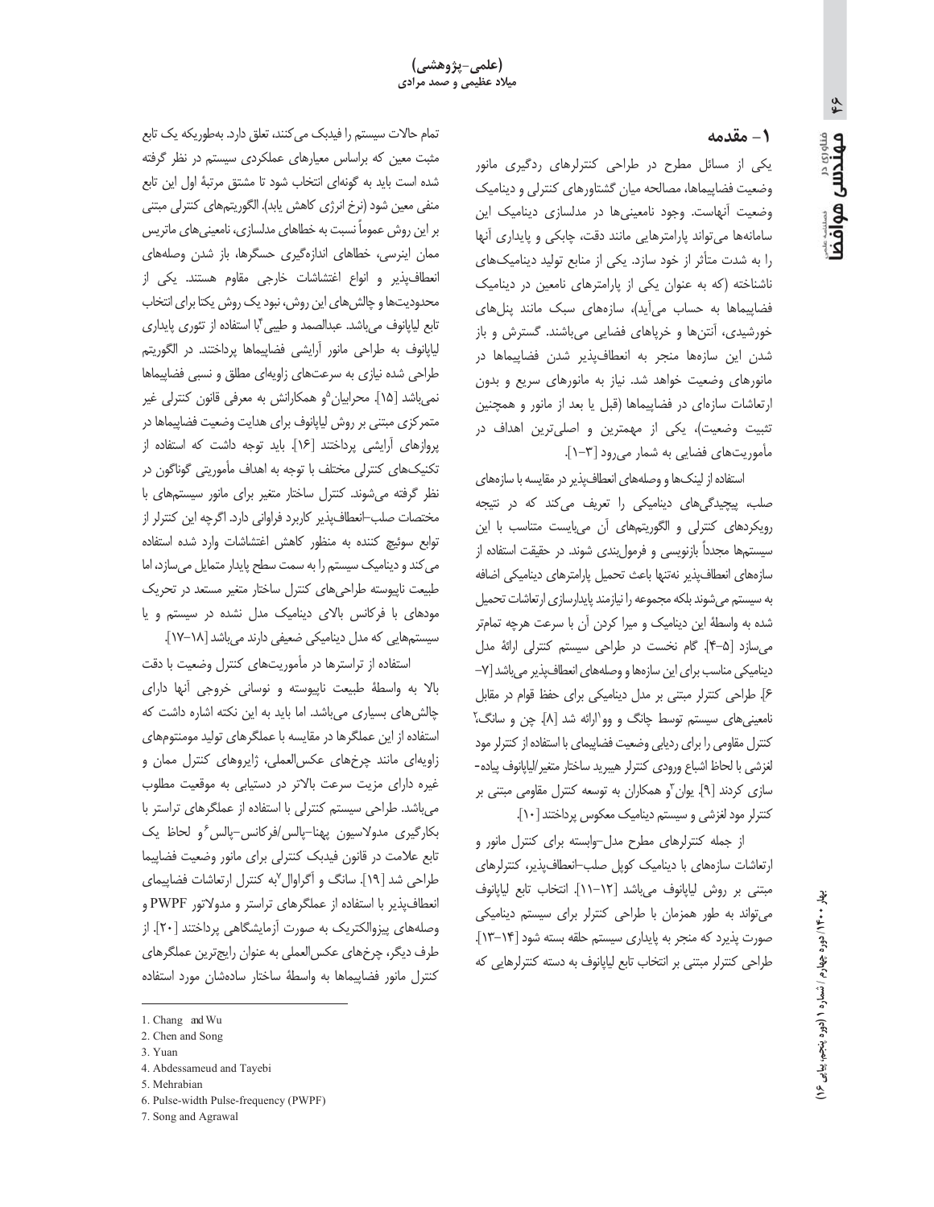## ۱- مقدمه

یکی از مسائل مطرح در طراحی کنترلرهای ردگیری مانور وضعیت فضاپیماها، مصالحه میان گشتاورهای کنترلی و دینامیک وضعیت آنهاست. وجود نامعینی‌ها در مدلسازی دینامیک این سامانه‌ها می‌تواند پارامترهایی مانند دقت، چابکی و پایداری آنها را به شدت متأثر از خود سازد. یکی از منابع تولید دینامیک‌های ناشناخته (که به عنوان یکی از پارامترهای نامعین در دینامیک فضاپیماها به حساب می‌آید)، سازه‌های سبک مانند پنل‌های خورشیدی، آنتن‌ها و خرپاهای فضایی می‌باشند. گسترش و باز شدن این سازه‌ها منجر به انعطاف‌پذیر شدن فضاپیماها در مانورهای وضعیت خواهد شد. نیاز به مانورهای سریع و بدون ارتعاشات سازه‌ای در فضاپیماها (قبل یا بعد از مانور و همچنین تثبیت وضعیت)، یکی از مهمترین و اصلی‌ترین اهداف در مأموریت‌های فضایی به شمار می‌رود [۳-۱].

استفاده از لینک‌ها و وصله‌های انعطاف‌پذیر در مقایسه با سازه‌های صلب، پیچیدگی‌های دینامیکی را تعریف می‌کند که در نتیجه رویکردهای کنترلی و الگوریتم‌های آن می‌بایست متناسب با این سیستم‌ها مجدداً بازنویسی و فرمول‌بندی شوند. در حقیقت استفاده از سازه‌های انعطاف‌پذیر نه‌تنها باعث تحمیل پارامترهای دینامیکی اضافه به سیستم می‌شوند بلکه مجموعه را نیازمند پایدارسازی ارتعاشات تحمیل شده به واسطهٔ این دینامیک و میرا کردن آن با سرعت هرچه تمام‌تر می‌سازد [۵-۴]. گام نخست در طراحی سیستم کنترلی ارائهٔ مدل دینامیکی مناسب برای این سازه‌ها و وصله‌های انعطاف‌پذیر می‌باشد [۷-۶]. طراحی کنترلر مبتنی بر مدل دینامیکی برای حفظ قوام در مقابل نامعینی‌های سیستم توسط چانگ و وو[1] ارائه شد [۸]. چن و سانگ[2] کنترل مقاومی را برای ردیابی وضعیت فضاپیما با استفاده از کنترلر مود لغزشی با لحاظ اشباع ورودی کنترلر هیبرید ساختار متغیر/لیاپانوف پیاده‌سازی کردند [۹]. یوان[3] و همکاران به توسعه کنترل مقاومی مبتنی بر کنترلر مود لغزشی و سیستم دینامیک معکوس پرداختند [۱۰].

از جمله کنترلرهای مطرح مدل-وابسته برای کنترل مانور و ارتعاشات سازه‌های با دینامیک کوپل صلب-انعطاف‌پذیر، کنترلرهای مبتنی بر روش لیاپانوف می‌باشد [۱۲-۱۱]. انتخاب تابع لیاپانوف می‌تواند به طور همزمان با طراحی کنترلر برای سیستم دینامیکی صورت پذیرد که منجر به پایداری سیستم حلقه بسته شود [۱۴-۱۳]. طراحی کنترلر مبتنی بر انتخاب تابع لیاپانوف به دسته کنترلرهایی که تمام حالات سیستم را فیدبک می‌کنند، تعلق دارد. به‌طوریکه یک تابع مثبت معین که براساس معیارهای عملکردی سیستم در نظر گرفته شده است باید به گونه‌ای انتخاب شود تا مشتق مرتبهٔ اول این تابع منفی معین شود (نرخ انرژی کاهش یابد). الگوریتم‌های کنترلی مبتنی بر این روش عموماً نسبت به خطاهای مدلسازی، نامعینی‌های ماتریس ممان اینرسی، خطاهای اندازه‌گیری حسگرها، باز شدن وصله‌های انعطاف‌پذیر و انواع اغتشاشات خارجی مقاوم هستند. یکی از محدودیت‌ها و چالش‌های این روش، نبود یک روش یکتا برای انتخاب تابع لیاپانوف می‌باشد. عبدالصمد و طیبی[4] با استفاده از تئوری پایداری لیاپانوف به طراحی مانور آرایشی فضاپیماها پرداختند. در الگوریتم طراحی شده نیازی به سرعت‌های زاویه‌ای مطلق و نسبی فضاپیماها نمی‌باشد [۱۵]. محرابیان[5] و همکارانش به معرفی قانون کنترلی غیر متمرکزی مبتنی بر روش لیاپانوف برای هدایت وضعیت فضاپیماها در پروازهای آرایشی پرداختند [۱۶]. باید توجه داشت که استفاده از تکنیک‌های کنترلی مختلف با توجه به اهداف مأموریتی گوناگون در نظر گرفته می‌شوند. کنترل ساختار متغیر برای مانور سیستم‌های با مختصات صلب-انعطاف‌پذیر کاربرد فراوانی دارد. اگرچه این کنترلر از توابع سوئیچ کننده به منظور کاهش اغتشاشات وارد شده استفاده می‌کند و دینامیک سیستم را به سمت سطح پایدار متمایل می‌سازد، اما طبیعت ناپیوسته طراحی‌های کنترل ساختار متغیر مستعد در تحریک مودهای با فرکانس بالای دینامیک مدل نشده در سیستم و یا سیستم‌هایی که مدل دینامیکی ضعیفی دارند می‌باشد [۱۸-۱۷].

استفاده از تراسترها در مأموریت‌های کنترل وضعیت با دقت بالا به واسطهٔ طبیعت ناپیوسته و نوسانی خروجی آنها دارای چالش‌های بسیاری می‌باشد. اما باید به این نکته اشاره داشت که استفاده از این عملگرها در مقایسه با عملگرهای تولید مومنتوم‌های زاویه‌ای مانند چرخ‌های عکس‌العملی، ژایروهای کنترل ممان و غیره دارای مزیت سرعت بالاتر در دستیابی به موقعیت مطلوب می‌باشد. طراحی سیستم کنترلی با استفاده از عملگرهای تراستر با بکارگیری مدولاسیون پهنا-پالس/فرکانس-پالس[6] و لحاظ یک تابع علامت در قانون فیدبک کنترلی برای مانور وضعیت فضاپیما طراحی شد [۱۹]. سانگ و آگراوال[7] به کنترل ارتعاشات فضاپیمای انعطاف‌پذیر با استفاده از عملگرهای تراستر و مدولاتور PWPF و وصله‌های پیزوالکتریک به صورت آزمایشگاهی پرداختند [۲۰]. از طرف دیگر، چرخ‌های عکس‌العملی به عنوان رایج‌ترین عملگرهای کنترل مانور فضاپیماها به واسطهٔ ساختار ساده‌شان مورد استفاده

---

1. Chang and Wu
2. Chen and Song
3. Yuan
4. Abdessameud and Tayebi
5. Mehrabian
6. Pulse-width Pulse-frequency (PWPF)
7. Song and Agrawal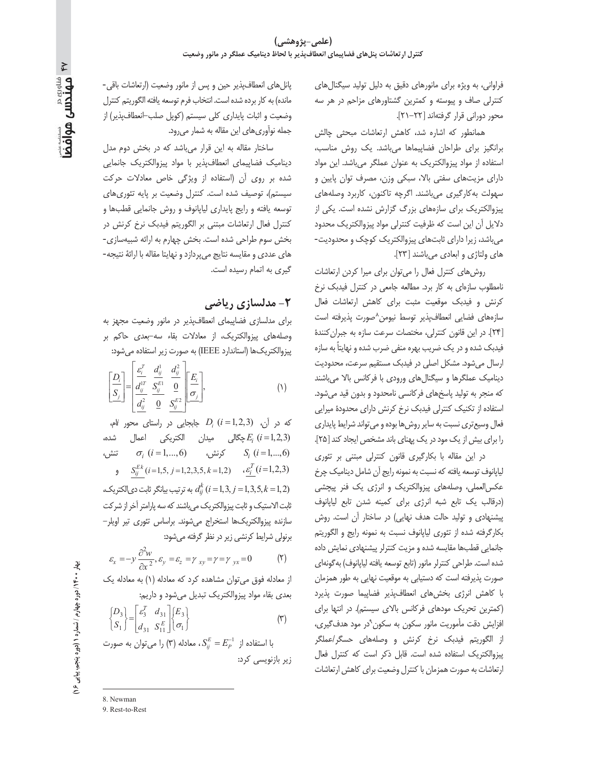فراوانی، به ویژه برای مانورهای دقیق به دلیل تولید سیگنال‌های کنترلی صاف و پیوسته و کمترین گشتاورهای مزاحم در هر سه محور دورانی قرار گرفته‌اند [۲۲-۲۱].

همانطور که اشاره شد، کاهش ارتعاشات مبحثی چالش برانگیز برای طراحان فضاپیماها می‌باشد. یک روش مناسب، استفاده از مواد پیزوالکتریک به عنوان عملگر می‌باشد. این مواد دارای مزیت‌های سفتی بالا، سبکی وزن، مصرف توان پایین و سهولت به‌کارگیری می‌باشند. اگرچه تاکنون، کاربرد وصله‌های پیزوالکتریک برای سازه‌های بزرگ گزارش نشده است. یکی از دلایل آن این است که ظرفیت کنترلی مواد پیزوالکتریک محدود می‌باشد، زیرا دارای ثابت‌های پیزوالکتریک کوچک و محدودیت‌های ولتاژی و ابعادی می‌باشند [۲۳].

روش‌های کنترل فعال را می‌توان برای میرا کردن ارتعاشات نامطلوب سازه‌ای به کار برد. مطالعه جامعی در کنترل فیدبک نرخ کرنش و فیدبک موقعیت مثبت برای کاهش ارتعاشات فعال سازه‌های فضایی انعطاف‌پذیر توسط نیومن[8] صورت پذیرفته است [۲۴]. در این قانون کنترلی، مختصات سرعت سازه به جبران‌کنندهٔ فیدبک شده و در یک ضریب بهره منفی ضرب شده و نهایتاً به سازه ارسال می‌شود. مشکل اصلی در فیدبک مستقیم سرعت، محدودیت دینامیک عملگرها و سیگنال‌های ورودی با فرکانس بالا می‌باشند که منجر به تولید پاسخ‌های فرکانسی نامحدود و بدون قید می‌شود. استفاده از تکنیک کنترلی فیدبک نرخ کرنش دارای محدودهٔ میرایی فعال وسیع‌تری نسبت به سایر روش‌ها بوده و می‌تواند شرایط پایداری را برای بیش از یک مود در یک پهنای باند مشخص ایجاد کند [۲۵].

در این مقاله با بکارگیری قانون کنترلی مبتنی بر تئوری لیاپانوف توسعه یافته که نسبت به نمونه رایج آن شامل دینامیک چرخ عکس‌العملی، وصله‌های پیزوالکتریک و انرژی یک فنر پیچشی (درقالب یک تابع شبه انرژی برای کمینه شدن تابع لیاپانوف پیشنهادی و تولید حالت هدف نهایی) در ساختار آن است. روش بکارگرفته شده از تئوری لیاپانوف نسبت به نمونه رایج و الگوریتم جانمایی قطب‌ها مقایسه شده و مزیت کنترلر پیشنهادی نمایش داده شده است. طراحی کنترلر مانور (تابع توسعه یافته لیاپانوف) به‌گونه‌ای صورت پذیرفته است که دستیابی به موقعیت نهایی به طور همزمان با کاهش انرژی بخش‌های انعطاف‌پذیر فضاپیما صورت پذیرد (کمترین تحریک مودهای فرکانس بالای سیستم). در انتها برای افزایش دقت مأموریت مانور سکون به سکون[9] در مود هدف‌گیری، از الگوریتم فیدبک نرخ کرنش و وصله‌های حسگر/عملگر پیزوالکتریک استفاده شده است. قابل ذکر است که کنترل فعال ارتعاشات به صورت همزمان با کنترل وضعیت برای کاهش ارتعاشات پانل‌های انعطاف‌پذیر حین و پس از مانور وضعیت (ارتعاشات باقی‌مانده) به کار برده شده است. انتخاب فرم توسعه یافته الگوریتم کنترل وضعیت و اثبات پایداری کلی سیستم (کوپل صلب-انعطاف‌پذیر) از جمله نوآوری‌های این مقاله به شمار می‌رود.

ساختار مقاله به این قرار می‌باشد که در بخش دوم مدل دینامیک فضاپیمای انعطاف‌پذیر با مواد پیزوالکتریک جانمایی شده بر روی آن (استفاده از ویژگی خاص معادلات حرکت سیستم)، توصیف شده است. کنترل وضعیت بر پایه تئوری‌های توسعه یافته و رایج پایداری لیاپانوف و روش جانمایی قطب‌ها و کنترل فعال ارتعاشات مبتنی بر الگوریتم فیدبک نرخ کرنش در بخش سوم طراحی شده است. بخش چهارم به ارائه شبیه‌سازی‌های عددی و مقایسه نتایج می‌پردازد و نهایتا مقاله با ارائهٔ نتیجه‌گیری به اتمام رسیده است.

## ۲- مدلسازی ریاضی

برای مدلسازی فضاپیمای انعطاف‌پذیر در مانور وضعیت مجهز به وصله‌های پیزوالکتریک، از معادلات بقاء سه-بعدی حاکم بر پیزوالکتریک‌ها (استاندارد IEEE) به صورت زیر استفاده می‌شود:

$$\begin{bmatrix} \underline{D_i} \\ \underline{S_j} \end{bmatrix} = \begin{bmatrix} \underline{\varepsilon_i^T} & \underline{d_{ij}^1} & \underline{d_{ij}^2} \\ \underline{d_{ij}^{1T}} & \underline{S_{ij}^{E1}} & \underline{0} \\ \underline{d_{ij}^2} & \underline{0} & \underline{S_{ij}^{E2}} \end{bmatrix} \begin{bmatrix} \underline{E_i} \\ \underline{\sigma_j} \end{bmatrix}, \tag{1}$$

که در آن، $D_i\ (i=1,2,3)$ جابجایی در راستای محور $i$ام، $E_i\ (i=1,2,3)$ چگالی میدان الکتریکی اعمال شده، $S_i\ (i=1,...,6)$ کرنش، $\sigma_i\ (i=1,...,6)$ تنش، $\underline{\varepsilon_i^T}\ (i=1,2,3)$، $\underline{S_{ij}^{Ek}}\ (i=1,5,\ j=1,2,3,5,\ k=1,2)$ و $d_{ij}^k\ (i=1,3,\ j=1,3,5,\ k=1,2)$ به ترتیب بیانگر ثابت دی‌الکتریک، ثابت الاستیک و ثابت پیزوالکتریک می‌باشند که سه پارامتر آخر از شرکت سازنده پیزوالکتریک‌ها استخراج می‌شوند. براساس تئوری تیر اویلر-برنولی شرایط کرنشی زیر در نظر گرفته می‌شود:

$$\varepsilon_x = -y\frac{\partial^2 w}{\partial x^2}, \varepsilon_y = \varepsilon_z = \gamma_{xy} = \gamma = \gamma_{yx} = 0 \tag{2}$$

از معادله فوق می‌توان مشاهده کرد که معادله (۱) به معادله یک بعدی بقاء مواد پیزوالکتریک تبدیل می‌شود و داریم:

$$\begin{Bmatrix} D_3 \\ S_1 \end{Bmatrix} = \begin{bmatrix} \varepsilon_3^T & d_{31} \\ d_{31} & S_{11}^E \end{bmatrix} \begin{Bmatrix} E_3 \\ \sigma_1 \end{Bmatrix} \tag{3}$$

با استفاده از $S_{ij}^E = E_P^{-1}$، معادله (۳) را می‌توان به صورت زیر بازنویسی کرد:

---

8. Newman
9. Rest-to-Rest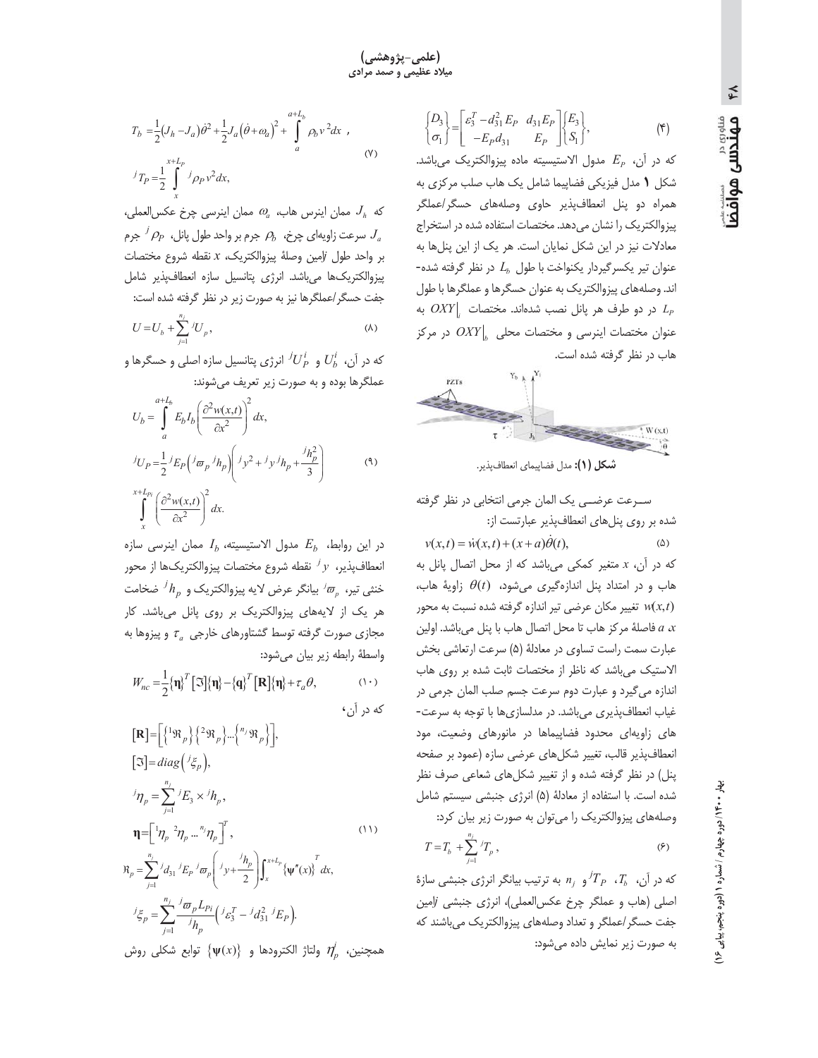$$\begin{Bmatrix} D_3 \\ \sigma_1 \end{Bmatrix} = \begin{bmatrix} \varepsilon_3^T - d_{31}^2 E_P & d_{31} E_P \\ -E_P d_{31} & E_P \end{bmatrix} \begin{Bmatrix} E_3 \\ S_1 \end{Bmatrix}, \tag{۴}$$

که در آن، $E_p$ مدول الاستیسیته ماده پیزوالکتریک می‌باشد. شکل **۱** مدل فیزیکی فضاپیما شامل یک هاب صلب مرکزی به همراه دو پنل انعطاف‌پذیر حاوی وصله‌های حسگر/عملگر پیزوالکتریک را نشان می‌دهد. مختصات استفاده شده در استخراج معادلات نیز در این شکل نمایان است. هر یک از این پنل‌ها به عنوان تیر یکسرگیردار یکنواخت با طول $L_b$ در نظر گرفته شده‌اند. وصله‌های پیزوالکتریک به عنوان حسگرها و عملگرها با طول $L_P$ در دو طرف هر پانل نصب شده‌اند. مختصات $OXY|_i$ به عنوان مختصات اینرسی و مختصات محلی $OXY|_b$ در مرکز هاب در نظر گرفته شده است.

PZTs

$Y_b$ $Y_i$

$\tau$ $J_h$ $W(x,t)$ $\theta$

**شکل (۱):** مدل فضاپیمای انعطاف‌پذیر.

سرعت عرضی یک المان جرمی انتخابی در نظر گرفته شده بر روی پنل‌های انعطاف‌پذیر عبارتست از:

$$v(x,t) = \dot{w}(x,t) + (x+a)\dot{\theta}(t), \tag{۵}$$

که در آن، $x$ متغیر کمکی می‌باشد که از محل اتصال پانل به هاب و در امتداد پنل اندازه‌گیری می‌شود، $\theta(t)$ زاویهٔ هاب، $w(x,t)$ تغییر مکان عرضی تیر اندازه گرفته شده نسبت به محور $x$، $a$ فاصلهٔ مرکز هاب تا محل اتصال هاب با پنل می‌باشد. اولین عبارت سمت راست تساوی در معادلهٔ (۵) سرعت ارتعاشی بخش الاستیک می‌باشد که ناظر از مختصات ثابت شده بر روی هاب اندازه می‌گیرد و عبارت دوم سرعت جسم صلب المان جرمی در غیاب انعطاف‌پذیری می‌باشد. در مدلسازی‌ها با توجه به سرعت‌های زاویه‌ای محدود فضاپیماها در مانورهای وضعیت، مود انعطاف‌پذیر قالب، تغییر شکل‌های عرضی سازه (عمود بر صفحه پنل) در نظر گرفته شده و از تغییر شکل‌های شعاعی صرف نظر شده است. با استفاده از معادلهٔ (۵) انرژی جنبشی سیستم شامل وصله‌های پیزوالکتریک را می‌توان به صورت زیر بیان کرد:

$$T = T_b + \sum_{j=1}^{n_j} {}^jT_p, \tag{۶}$$

که در آن، $T_b$، ${}^jT_P$ و $n_j$ به ترتیب بیانگر انرژی جنبشی سازهٔ اصلی (هاب و عملگر چرخ عکس‌العملی)، انرژی جنبشی $j$امین جفت حسگر/عملگر و تعداد وصله‌های پیزوالکتریک می‌باشند که به صورت زیر نمایش داده می‌شود:

$$T_b = \frac{1}{2}(J_h - J_a)\dot{\theta}^2 + \frac{1}{2}J_a\left(\dot{\theta}+\omega_a\right)^2 + \int_a^{a+L_b} \rho_b v^2 dx \ ,$$
$${}^jT_P = \frac{1}{2}\int_x^{x+L_P} {}^j\rho_P v^2 dx, \tag{۷}$$

که $J_h$ ممان اینرس هاب، $\omega_a$ ممان اینرسی چرخ عکس‌العملی، $J_a$ سرعت زاویه‌ای چرخ، $\rho_b$ جرم بر واحد طول پانل، ${}^j\rho_P$ جرم بر واحد طول $j$امین وصلهٔ پیزوالکتریک، $x$ نقطه شروع مختصات پیزوالکتریک‌ها می‌باشد. انرژی پتانسیل سازه انعطاف‌پذیر شامل جفت حسگر/عملگرها نیز به صورت زیر در نظر گرفته شده است:

$$U = U_b + \sum_{j=1}^{n_j} {}^jU_p, \tag{۸}$$

که در آن، $U_b^i$ و ${}^jU_P^i$ انرژی پتانسیل سازه اصلی و حسگرها و عملگرها بوده و به صورت زیر تعریف می‌شوند:

$$U_b = \int_a^{a+L_b} E_b I_b \left(\frac{\partial^2 w(x,t)}{\partial x^2}\right)^2 dx,$$
$${}^jU_P = \frac{1}{2}{}^jE_P\left({}^j\varpi_p\, {}^jh_p\right)\left({}^jy^2 + {}^jy\, {}^jh_p + \frac{{}^jh_p^2}{3}\right) \tag{۹}$$
$$\int_x^{x+L_{Pi}} \left(\frac{\partial^2 w(x,t)}{\partial x^2}\right)^2 dx.$$

در این روابط، $E_b$ مدول الاستیسیته، $I_b$ ممان اینرسی سازه انعطاف‌پذیر، ${}^jy$ نقطه شروع مختصات پیزوالکتریک‌ها از محور خنثی تیر، ${}^j\varpi_p$ بیانگر عرض لایه پیزوالکتریک و ${}^jh_p$ ضخامت هر یک از لایه‌های پیزوالکتریک بر روی پانل می‌باشد. کار مجازی صورت گرفته توسط گشتاورهای خارجی $\tau_a$ و پیزوها به واسطهٔ رابطه زیر بیان می‌شود:

$$W_{nc} = \frac{1}{2}\{\mathbf{\eta}\}^T[\mathfrak{I}]\{\mathbf{\eta}\} - \{\mathbf{q}\}^T[\mathbf{R}]\{\mathbf{\eta}\} + \tau_a\theta, \tag{۱۰}$$

که در آن،

$$[\mathbf{R}] = \left[\left\{{}^1\mathfrak{R}_p\right\}\left\{{}^2\mathfrak{R}_p\right\}\dots\left\{{}^{n_j}\mathfrak{R}_p\right\}\right],$$
$$[\mathfrak{I}] = diag\left({}^j\xi_p\right),$$
$${}^j\eta_p = \sum_{j=1}^{n_j} {}^jE_3 \times {}^jh_p,$$
$$\mathbf{\eta} = \left[{}^1\eta_p\ {}^2\eta_p \dots {}^{n_j}\eta_p\right]^T, \tag{۱۱}$$
$$\mathfrak{R}_p = \sum_{j=1}^{n_j} {}^jd_{31}\, {}^jE_P\, {}^j\varpi_p\left({}^jy + \frac{{}^jh_p}{2}\right)\int_x^{x+L_p}\{\mathbf{\psi}''(x)\}^T dx,$$
$${}^j\xi_p = \sum_{j=1}^{n_j} \frac{{}^j\varpi_p L_{Pi}}{{}^jh_p}\left({}^j\varepsilon_3^T - {}^jd_{31}^2\, {}^jE_P\right).$$

همچنین، $\eta_p^j$ ولتاژ الکترودها و $\{\mathbf{\psi}(x)\}$ توابع شکلی روش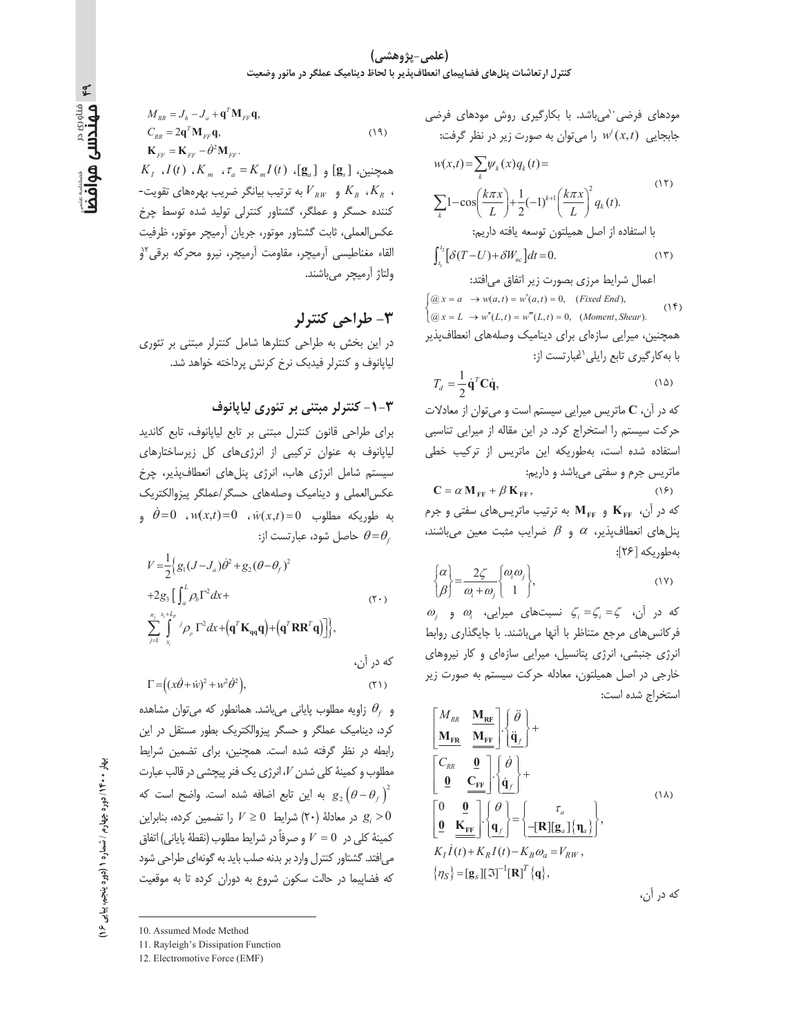مودهای فرضی[10] می‌باشد. با بکارگیری روش مودهای فرضی جابجایی $w^i(x,t)$ را می‌توان به صورت زیر در نظر گرفت:

$$w(x,t)=\sum_k \psi_k(x) q_k(t)= \sum_k 1-\cos\left(\frac{k\pi x}{L}\right)+\frac{1}{2}(-1)^{k+1}\left(\frac{k\pi x}{L}\right)^2 q_k(t). \tag{12}$$

با استفاده از اصل همیلتون توسعه یافته داریم:

$$\int_{t_1}^{t_2}\left[\delta(T-U)+\delta W_{nc}\right]dt=0. \tag{13}$$

اعمال شرایط مرزی بصورت زیر اتفاق می‌افتد:

$$\begin{cases} @\, x=a \;\rightarrow w(a,t)=w'(a,t)=0, \quad (Fixed\ End), \\ @\, x=L \;\rightarrow w''(L,t)=w'''(L,t)=0, \quad (Moment, Shear). \end{cases} \tag{14}$$

همچنین، میرایی سازه‌ای برای دینامیک وصله‌های انعطاف‌پذیر با به‌کارگیری تابع رایلی[11] عبارتست از:

$$T_d=\frac{1}{2}\dot{\mathbf{q}}^T\mathbf{C}\dot{\mathbf{q}}, \tag{15}$$

که در آن، $\mathbf{C}$ ماتریس میرایی سیستم است و می‌توان از معادلات حرکت سیستم را استخراج کرد. در این مقاله از میرایی تناسبی استفاده شده است، به‌طوریکه این ماتریس از ترکیب خطی ماتریس جرم و سفتی می‌باشد و داریم:

$$\mathbf{C}=\alpha\,\mathbf{M_{FF}}+\beta\,\mathbf{K_{FF}}, \tag{16}$$

که در آن، $\mathbf{K_{FF}}$ و $\mathbf{M_{FF}}$ به ترتیب ماتریس‌های سفتی و جرم پنل‌های انعطاف‌پذیر، $\alpha$ و $\beta$ ضرایب مثبت معین می‌باشند، به‌طوریکه [26]:

$$\begin{Bmatrix}\alpha\\ \beta\end{Bmatrix}=\frac{2\zeta}{\omega_i+\omega_j}\begin{Bmatrix}\omega_i\omega_j\\ 1\end{Bmatrix}, \tag{17}$$

که در آن، $\zeta_i=\zeta_j=\zeta$ نسبت‌های میرایی، $\omega_i$ و $\omega_j$ فرکانس‌های مرجع متناظر با آنها می‌باشند. با جایگذاری روابط انرژی جنبشی، انرژی پتانسیل، میرایی سازه‌ای و کار نیروهای خارجی در اصل همیلتون، معادله حرکت سیستم به صورت زیر استخراج شده است:

$$\begin{bmatrix} M_{RR} & \mathbf{M_{RF}} \\ \mathbf{M_{FR}} & \mathbf{M_{FF}} \end{bmatrix}\cdot\begin{Bmatrix}\ddot{\theta}\\ \ddot{\mathbf{q}}_f\end{Bmatrix}+ \begin{bmatrix} C_{RR} & \mathbf{0} \\ \mathbf{0} & \mathbf{C_{FF}} \end{bmatrix}\cdot\begin{Bmatrix}\dot{\theta}\\ \dot{\mathbf{q}}_f\end{Bmatrix}+ \begin{bmatrix} 0 & \mathbf{0} \\ \mathbf{0} & \mathbf{K_{FF}} \end{bmatrix}\cdot\begin{Bmatrix}\theta\\ \mathbf{q}_f\end{Bmatrix}=\begin{Bmatrix}\tau_a\\ -[\mathbf{R}][\mathbf{g}_a]\{\boldsymbol{\eta}_a\}\end{Bmatrix},$$
$$K_I\dot{I}(t)+K_R I(t)-K_B\omega_a=V_{RW},$$
$$\{\eta_S\}=[\mathbf{g}_s][\Im]^{-1}[\mathbf{R}]^T\{\mathbf{q}\}, \tag{18}$$

که در آن،

$$M_{RR}=J_h-J_a+\mathbf{q}^T\mathbf{M}_{FF}\mathbf{q},$$
$$C_{RR}=2\mathbf{q}^T\mathbf{M}_{FF}\mathbf{q}, \tag{19}$$
$$\mathbf{K}_{FF}=\mathbf{K}_{FF}-\dot{\theta}^2\mathbf{M}_{FF}.$$

همچنین، $[\mathbf{g}_s]$ و $[\mathbf{g}_a]$، $\tau_a=K_m I(t)$، $K_m$، $I(t)$، $K_I$، $K_R$، $K_B$ و $V_{RW}$ به ترتیب بیانگر ضریب بهره‌های تقویت‌کننده حسگر و عملگر، گشتاور کنترلی تولید شده توسط چرخ عکس‌العملی، ثابت گشتاور موتور، جریان آرمیچر موتور، ظرفیت القاء مغناطیسی آرمیچر، مقاومت آرمیچر، نیرو محرکه برقی[12] و ولتاژ آرمیچر می‌باشند.

## ۳- طراحی کنترلر

در این بخش به طراحی کنترلرها شامل کنترلر مبتنی بر تئوری لیاپانوف و کنترلر فیدبک نرخ کرنش پرداخته خواهد شد.

### ۳-۱- کنترلر مبتنی بر تئوری لیاپانوف

برای طراحی قانون کنترل مبتنی بر تابع لیاپانوف، تابع کاندید لیاپانوف به عنوان ترکیبی از انرژی‌های کل زیرساختارهای سیستم شامل انرژی هاب، انرژی پنل‌های انعطاف‌پذیر، چرخ عکس‌العملی و دینامیک وصله‌های حسگر/عملگر پیزوالکتریک به طوریکه مطلوب $\dot{w}(x,t)=0$، $w(x,t)=0$، $\dot{\theta}=0$ و $\theta=\theta_f$ حاصل شود، عبارتست از:

$$V=\frac{1}{2}\Big\{g_1(J-J_a)\dot{\theta}^2+g_2(\theta-\theta_f)^2 +2g_3\Big[\int_a^L\rho_b\Gamma^2dx+ \sum_{j=1}^{n_j}\int_{x_i}^{x_i+L_p}{}^j\rho_p\Gamma^2dx+\left(\mathbf{q}^T\mathbf{K_{qq}}\mathbf{q}\right)+\left(\mathbf{q}^T\mathbf{R}\mathbf{R}^T\mathbf{q}\right)\Big]\Big\}, \tag{20}$$

که در آن،

$$\Gamma=\left((x\dot{\theta}+\dot{w})^2+w^2\dot{\theta}^2\right), \tag{21}$$

و $\theta_f$ زاویه مطلوب پایانی می‌باشد. همانطور که می‌توان مشاهده کرد، دینامیک عملگر و حسگر پیزوالکتریک بطور مستقل در این رابطه در نظر گرفته شده است. همچنین، برای تضمین شرایط مطلوب و کمینهٔ کلی شدن $V$، انرژی یک فنر پیچشی در قالب عبارت $g_2\left(\theta-\theta_f\right)^2$ به این تابع اضافه شده است. واضح است که $g_i>0$ در معادلهٔ (۲۰) شرایط $V\geq 0$ را تضمین کرده، بنابراین کمینهٔ کلی در $V=0$ و صرفاً در شرایط مطلوب (نقطهٔ پایانی) اتفاق می‌افتد. گشتاور کنترل وارد بر بدنه صلب باید به گونه‌ای طراحی شود که فضاپیما در حالت سکون شروع به دوران کرده تا به موقعیت

---

10. Assumed Mode Method
11. Rayleigh's Dissipation Function
12. Electromotive Force (EMF)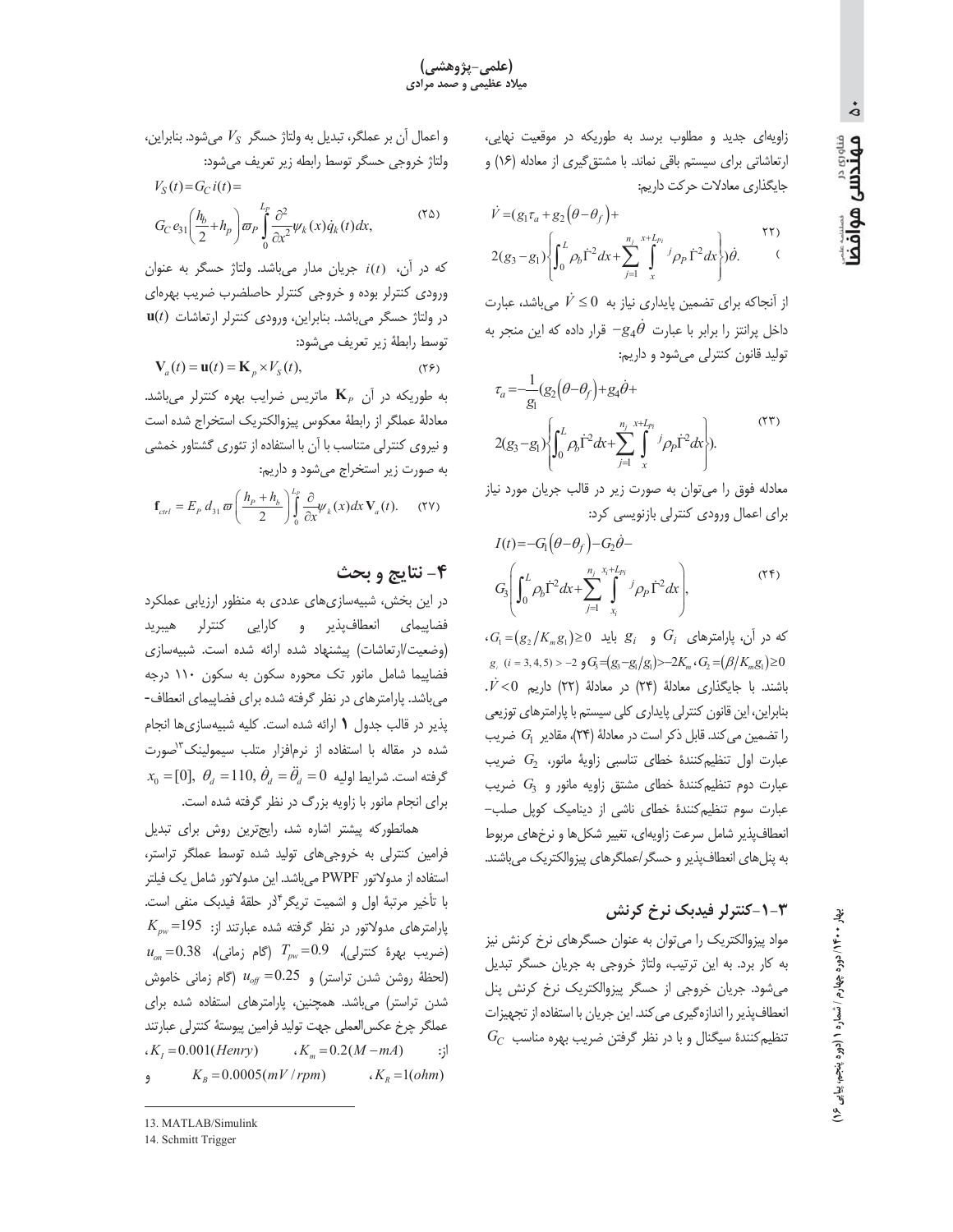زاویه‌ای جدید و مطلوب برسد به طوریکه در موقعیت نهایی، ارتعاشاتی برای سیستم باقی نماند. با مشتق‌گیری از معادله (۱۶) و جایگذاری معادلات حرکت داریم:

$$\dot{V}=(g_1\tau_a+g_2(\theta-\theta_f)+ 2(g_3-g_1)\left\{\int_0^L \rho_b \dot{\Gamma}^2 dx+\sum_{j=1}^{n_j}\int_x^{x+L_{Pi}} {}^j\rho_P \dot{\Gamma}^2 dx\right\})\dot{\theta}. \quad (22)$$

از آنجاکه برای تضمین پایداری نیاز به $\dot{V}\leq 0$ می‌باشد، عبارت داخل پرانتز را برابر با عبارت $-g_4\dot{\theta}$ قرار داده که این منجر به تولید قانون کنترلی می‌شود و داریم:

$$\tau_a=-\frac{1}{g_1}(g_2(\theta-\theta_f)+g_4\dot{\theta}+ 2(g_3-g_1)\left\{\int_0^L \rho_b \dot{\Gamma}^2 dx+\sum_{j=1}^{n_j}\int_x^{x+L_{Pi}} {}^j\rho_P \dot{\Gamma}^2 dx\right\}). \quad (23)$$

معادله فوق را می‌توان به صورت زیر در قالب جریان مورد نیاز برای اعمال ورودی کنترلی بازنویسی کرد:

$$I(t)=-G_1(\theta-\theta_f)-G_2\dot{\theta}- G_3\left(\int_0^L \rho_b \dot{\Gamma}^2 dx+\sum_{j=1}^{n_j}\int_{x_i}^{x_i+L_{Pi}} {}^j\rho_P \dot{\Gamma}^2 dx\right), \quad (24)$$

که در آن، پارامترهای $G_i$ و $g_i$ باید $G_1=(g_2/K_m g_1)\geq 0$، $G_2=(\beta/K_m g_1)\geq 0$، $G_3=(g_3-g_1/g_1)>-2K_m$ و $g_i\ (i=3,4,5)>-2$ باشند. با جایگذاری معادلهٔ (۲۴) در معادلهٔ (۲۲) داریم $\dot{V}<0$. بنابراین، این قانون کنترلی پایداری کلی سیستم با پارامترهای توزیعی را تضمین می‌کند. قابل ذکر است در معادلهٔ (۲۴)، مقادیر $G_1$ ضریب عبارت اول تنظیم‌کنندهٔ خطای تناسبی زاویهٔ مانور، $G_2$ ضریب عبارت دوم تنظیم‌کنندهٔ خطای مشتق زاویه مانور و $G_3$ ضریب عبارت سوم تنظیم‌کنندهٔ خطای ناشی از دینامیک کوپل صلب-انعطاف‌پذیر شامل سرعت زاویه‌ای، تغییر شکل‌ها و نرخ‌های مربوط به پنل‌های انعطاف‌پذیر و حسگر/عملگرهای پیزوالکتریک می‌باشند.

### ۳-۱-کنترلر فیدبک نرخ کرنش

مواد پیزوالکتریک را می‌توان به عنوان حسگرهای نرخ کرنش نیز به کار برد. به این ترتیب، ولتاژ خروجی به جریان حسگر تبدیل می‌شود. جریان خروجی از حسگر پیزوالکتریک نرخ کرنش پنل انعطاف‌پذیر را اندازه‌گیری می‌کند. این جریان با استفاده از تجهیزات تنظیم‌کنندهٔ سیگنال و با در نظر گرفتن ضریب بهره مناسب $G_C$ و اعمال آن بر عملگر، تبدیل به ولتاژ حسگر $V_S$ می‌شود. بنابراین، ولتاژ خروجی حسگر توسط رابطه زیر تعریف می‌شود:

$$V_S(t)=G_C\, i(t)= G_C e_{31}\left(\frac{h_b}{2}+h_p\right)\varpi_P\int_0^{L_p}\frac{\partial^2}{\partial x^2}\psi_k(x)\dot{q}_k(t)dx, \quad (25)$$

که در آن، $i(t)$ جریان مدار می‌باشد. ولتاژ حسگر به عنوان ورودی کنترلر بوده و خروجی کنترلر حاصلضرب ضریب بهره‌ای در ولتاژ حسگر می‌باشد. بنابراین، ورودی کنترلر ارتعاشات $\mathbf{u}(t)$ توسط رابطهٔ زیر تعریف می‌شود:

$$\mathbf{V}_a(t)=\mathbf{u}(t)=\mathbf{K}_p\times V_S(t), \quad (26)$$

به طوریکه در آن $\mathbf{K}_p$ ماتریس ضرایب بهره کنترلر می‌باشد. معادلهٔ عملگر از رابطهٔ معکوس پیزوالکتریک استخراج شده است و نیروی کنترلی متناسب با آن با استفاده از تئوری گشتاور خمشی به صورت زیر استخراج می‌شود و داریم:

$$\mathbf{f}_{ctrl}=E_P\, d_{31}\,\varpi\left(\frac{h_p+h_b}{2}\right)\int_0^{L_p}\frac{\partial}{\partial x}\psi_k(x)dx\,\mathbf{V}_a(t). \quad (27)$$

## ۴- نتایج و بحث

در این بخش، شبیه‌سازی‌های عددی به منظور ارزیابی عملکرد فضاپیمای انعطاف‌پذیر و کارایی کنترلر هیبرید (وضعیت/ارتعاشات) پیشنهاد شده ارائه شده است. شبیه‌سازی فضاپیما شامل مانور تک محوره سکون به سکون ۱۱۰ درجه می‌باشد. پارامترهای در نظر گرفته شده برای فضاپیمای انعطاف-پذیر در قالب جدول **۱** ارائه شده است. کلیه شبیه‌سازی‌ها انجام شده در مقاله با استفاده از نرم‌افزار متلب سیمولینک[13] صورت گرفته است. شرایط اولیه $x_0=[0],\ \theta_d=110,\ \dot{\theta}_d=\ddot{\theta}_d=0$ برای انجام مانور با زاویه بزرگ در نظر گرفته شده است.

همانطورکه پیشتر اشاره شد، رایج‌ترین روش برای تبدیل فرامین کنترلی به خروجی‌های تولید شده توسط عملگر تراستر، استفاده از مدولاتور PWPF می‌باشد. این مدولاتور شامل یک فیلتر با تأخیر مرتبهٔ اول و اشمیت تریگر[14] در حلقهٔ فیدبک منفی است. پارامترهای مدولاتور در نظر گرفته شده عبارتند از: $K_{pw}=195$ (ضریب بهرهٔ کنترلی)، $T_{pw}=0.9$ (گام زمانی)، $u_{on}=0.38$ (لحظهٔ روشن شدن تراستر) و $u_{off}=0.25$ (گام زمانی خاموش شدن تراستر) می‌باشد. همچنین، پارامترهای استفاده شده برای عملگر چرخ عکس‌العملی جهت تولید فرامین پیوستهٔ کنترلی عبارتند از: $K_I=0.001(Henry)$، $K_m=0.2(M-mA)$، $K_R=1(ohm)$ و $K_B=0.0005(mV/rpm)$

---

13. MATLAB/Simulink
14. Schmitt Trigger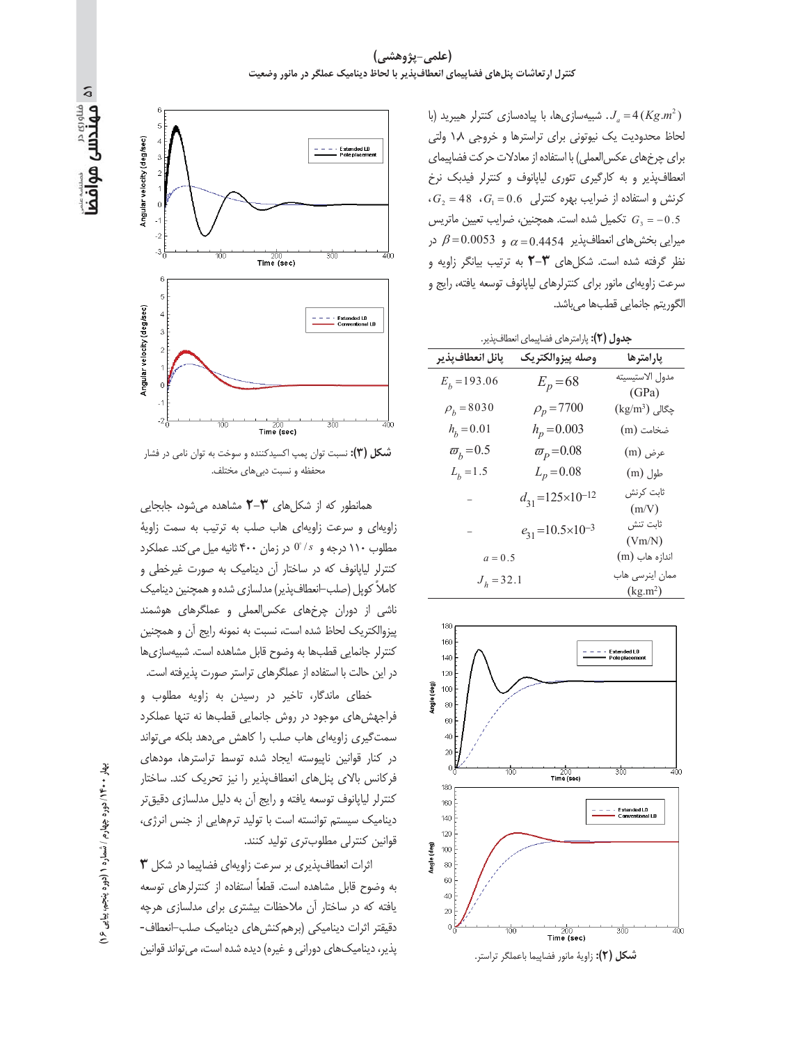$J_a = 4\,(Kg.m^2)$. شبیه‌سازی‌ها، با پیاده‌سازی کنترلر هیبرید (با لحاظ محدودیت یک نیوتونی برای تراسترها و خروجی ۱۸ ولتی برای چرخ‌های عکس‌العملی) با استفاده از معادلات حرکت فضاپیمای انعطاف‌پذیر و به کارگیری تئوری لیاپانوف و کنترل فیدبک نرخ کرنش و استفاده از ضرایب بهره کنترلی $G_1 = 0.6$، $G_2 = 48$، $G_3 = -0.5$ تکمیل شده است. همچنین، ضرایب تعیین ماتریس میرایی بخش‌های انعطاف‌پذیر $\alpha = 0.4454$ و $\beta = 0.0053$ در نظر گرفته شده است. شکل‌های **۳-۲** به ترتیب بیانگر زاویه و سرعت زاویه‌ای مانور برای کنترلرهای لیاپانوف توسعه یافته، رایج و الگوریتم جانمایی قطب‌ها می‌باشد.

**جدول (۲):** پارامترهای فضاپیمای انعطاف‌پذیر.

| پارامترها | وصله پیزوالکتریک | پانل انعطاف‌پذیر |
|---|---|---|
| مدول الاستیسیته (GPa) | $E_p = 68$ | $E_b = 193.06$ |
| چگالی $(kg/m^3)$ | $\rho_p = 7700$ | $\rho_b = 8030$ |
| ضخامت (m) | $h_p = 0.003$ | $h_b = 0.01$ |
| عرض (m) | $\varpi_p = 0.08$ | $\varpi_b = 0.5$ |
| طول (m) | $L_p = 0.08$ | $L_b = 1.5$ |
| ثابت کرنش (m/V) | $d_{31} = 125\times10^{-12}$ | - |
| ثابت تنش (Vm/N) | $e_{31} = 10.5\times10^{-3}$ | - |
| اندازه هاب (m) | $a = 0.5$ | |
| ممان اینرسی هاب $(kg.m^2)$ | $J_h = 32.1$ | |

Angle (deg)
Time (sec)
Extended LD
Pole placement

Angle (deg)
Time (sec)
Extended LD
Conventional LD

**شکل (۲):** زاویهٔ مانور فضاپیما باعملگر تراستر.

Angular velocity (deg/sec)
Time (sec)
Extended LD
Pole placement

Angular velocity (deg/sec)
Time (sec)
Extended LD
Conventional LD

**شکل (۳):** نسبت توان پمپ اکسیدکننده و سوخت به توان نامی در فشار محفظه و نسبت دبی‌های مختلف.

همانطور که از شکل‌های **۳-۲** مشاهده می‌شود، جابجایی زاویه‌ای و سرعت زاویه‌ای هاب صلب به ترتیب به سمت زاویهٔ مطلوب ۱۱۰ درجه و $0^\circ/s$ در زمان ۴۰۰ ثانیه میل می‌کند. عملکرد کنترلر لیاپانوف که در ساختار آن دینامیک به صورت غیرخطی و کاملاً کوپل (صلب-انعطاف‌پذیر) مدلسازی شده و همچنین دینامیک ناشی از دوران چرخ‌های عکس‌العملی و عملگرهای هوشمند پیزوالکتریک لحاظ شده است، نسبت به نمونه رایج آن و همچنین کنترلر جانمایی قطب‌ها به وضوح قابل مشاهده است. شبیه‌سازی‌ها در این حالت با استفاده از عملگرهای تراستر صورت پذیرفته است.

خطای ماندگار، تاخیر در رسیدن به زاویه مطلوب و فراجهش‌های موجود در روش جانمایی قطب‌ها نه تنها عملکرد سمت‌گیری زاویه‌ای هاب صلب را کاهش می‌دهد بلکه می‌تواند در کنار قوانین ناپیوسته ایجاد شده توسط تراسترها، مودهای فرکانس بالای پنل‌های انعطاف‌پذیر را نیز تحریک کند. ساختار کنترلر لیاپانوف توسعه یافته و رایج آن به دلیل مدلسازی دقیق‌تر دینامیک سیستم توانسته است با تولید ترم‌هایی از جنس انرژی، قوانین کنترلی مطلوب‌تری تولید کنند.

اثرات انعطاف‌پذیری بر سرعت زاویه‌ای فضاپیما در شکل **۳** به وضوح قابل مشاهده است. قطعاً استفاده از کنترلرهای توسعه یافته که در ساختار آن ملاحظات بیشتری برای مدلسازی هرچه دقیقتر اثرات دینامیکی (برهم‌کنش‌های دینامیک صلب-انعطاف‌پذیر، دینامیک‌های دورانی و غیره) دیده شده است، می‌تواند قوانین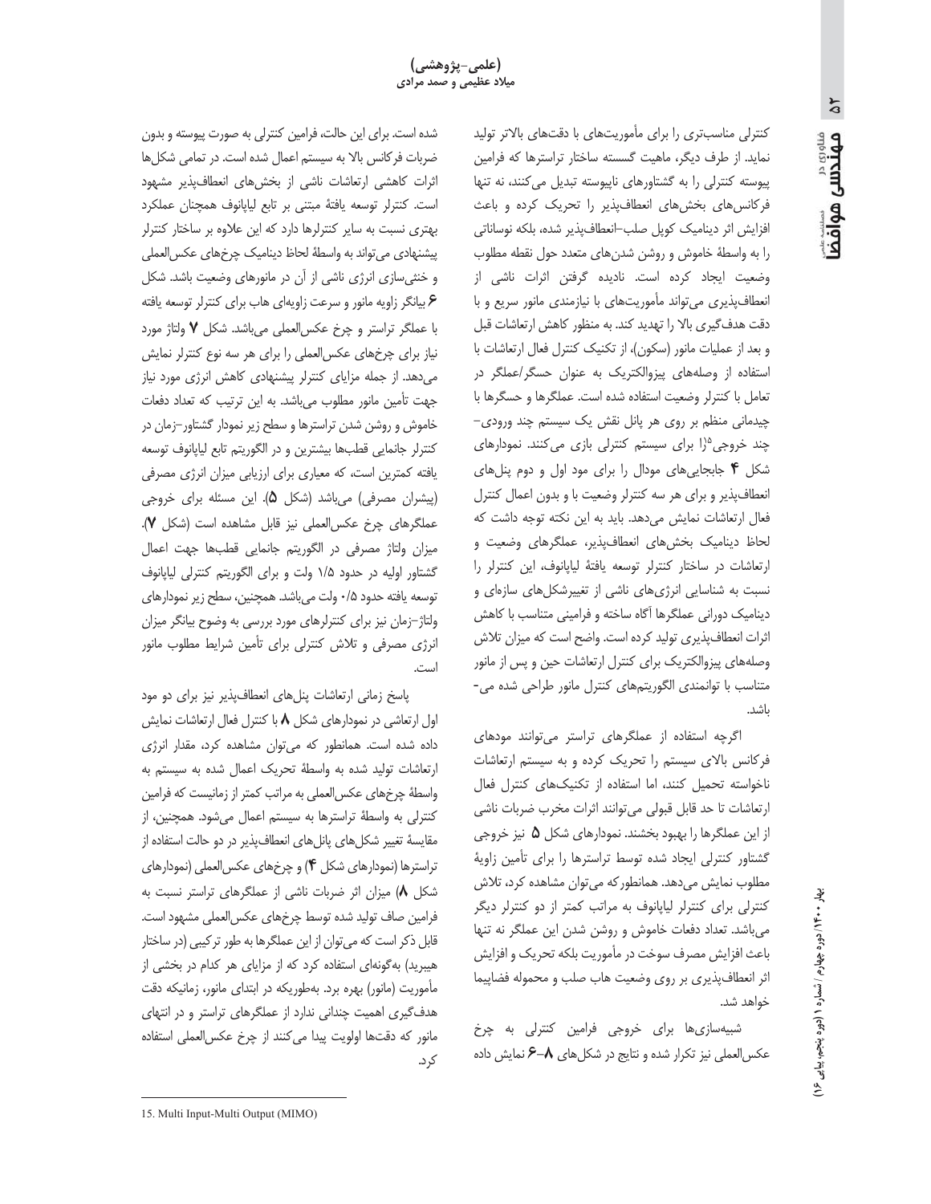کنترلی مناسب‌تری را برای مأموریت‌های با دقت‌های بالاتر تولید نماید. از طرف دیگر، ماهیت گسسته ساختار تراسترها که فرامین پیوسته کنترلی را به گشتاورهای ناپیوسته تبدیل می‌کنند، نه تنها فرکانس‌های بخش‌های انعطاف‌پذیر را تحریک کرده و باعث افزایش اثر دینامیک کوپل صلب–انعطاف‌پذیر شده، بلکه نوساناتی را به واسطهٔ خاموش و روشن شدن‌های متعدد حول نقطه مطلوب وضعیت ایجاد کرده است. نادیده گرفتن اثرات ناشی از انعطاف‌پذیری می‌تواند مأموریت‌های با نیازمندی مانور سریع و با دقت هدف‌گیری بالا را تهدید کند. به منظور کاهش ارتعاشات قبل و بعد از عملیات مانور (سکون)، از تکنیک کنترل فعال ارتعاشات با استفاده از وصله‌های پیزوالکتریک به عنوان حسگر/عملگر در تعامل با کنترلر وضعیت استفاده شده است. عملگرها و حسگرها با چیدمانی منظم بر روی هر پانل نقش یک سیستم چند ورودی–چند خروجی[15]را برای سیستم کنترلی بازی می‌کنند. نمودارهای شکل ۴ جابجایی‌های مودال را برای مود اول و دوم پنل‌های انعطاف‌پذیر و برای هر سه کنترلر وضعیت با و بدون اعمال کنترل فعال ارتعاشات نمایش می‌دهد. باید به این نکته توجه داشت که لحاظ دینامیک بخش‌های انعطاف‌پذیر، عملگرهای وضعیت و ارتعاشات در ساختار کنترلر توسعه یافتهٔ لیاپانوف، این کنترلر را نسبت به شناسایی انرژی‌های ناشی از تغییرشکل‌های سازه‌ای و دینامیک دورانی عملگرها آگاه ساخته و فرامینی متناسب با کاهش اثرات انعطاف‌پذیری تولید کرده است. واضح است که میزان تلاش وصله‌های پیزوالکتریک برای کنترل ارتعاشات حین و پس از مانور متناسب با توانمندی الگوریتم‌های کنترل مانور طراحی شده می‌باشد.

اگرچه استفاده از عملگرهای تراستر می‌توانند مودهای فرکانس بالای سیستم را تحریک کرده و به سیستم ارتعاشات ناخواسته تحمیل کنند، اما استفاده از تکنیک‌های کنترل فعال ارتعاشات تا حد قابل قبولی می‌توانند اثرات مخرب ضربات ناشی از این عملگرها را بهبود بخشند. نمودارهای شکل ۵ نیز خروجی گشتاور کنترلی ایجاد شده توسط تراسترها را برای تأمین زاویهٔ مطلوب نمایش می‌دهد. همانطورکه می‌توان مشاهده کرد، تلاش کنترلی برای کنترلر لیاپانوف به مراتب کمتر از دو کنترلر دیگر می‌باشد. تعداد دفعات خاموش و روشن شدن این عملگر نه تنها باعث افزایش مصرف سوخت در مأموریت بلکه تحریک و افزایش اثر انعطاف‌پذیری بر روی وضعیت هاب صلب و محموله فضاپیما خواهد شد.

شبیه‌سازی‌ها برای خروجی فرامین کنترلی به چرخ عکس‌العملی نیز تکرار شده و نتایج در شکل‌های ۸–۶ نمایش داده شده است. برای این حالت، فرامین کنترلی به صورت پیوسته و بدون ضربات فرکانس بالا به سیستم اعمال شده است. در تمامی شکل‌ها اثرات کاهشی ارتعاشات ناشی از بخش‌های انعطاف‌پذیر مشهود است. کنترلر توسعه یافتهٔ مبتنی بر تابع لیاپانوف همچنان عملکرد بهتری نسبت به سایر کنترلرها دارد که این علاوه بر ساختار کنترلر پیشنهادی می‌تواند به واسطهٔ لحاظ دینامیک چرخ‌های عکس‌العملی و خنثی‌سازی انرژی ناشی از آن در مانورهای وضعیت باشد. شکل ۶ بیانگر زاویه مانور و سرعت زاویه‌ای هاب برای کنترلر توسعه یافته با عملگر تراستر و چرخ عکس‌العملی می‌باشد. شکل ۷ ولتاژ مورد نیاز برای چرخ‌های عکس‌العملی را برای هر سه نوع کنترلر نمایش می‌دهد. از جمله مزایای کنترلر پیشنهادی کاهش انرژی مورد نیاز جهت تأمین مانور مطلوب می‌باشد. به این ترتیب که تعداد دفعات خاموش و روشن شدن تراسترها و سطح زیر نمودار گشتاور–زمان در کنترلر جانمایی قطب‌ها بیشترین و در الگوریتم تابع لیاپانوف توسعه یافته کمترین است، که معیاری برای ارزیابی میزان انرژی مصرفی (پیشران مصرفی) می‌باشد (شکل ۵). این مسئله برای خروجی عملگرهای چرخ عکس‌العملی نیز قابل مشاهده است (شکل ۷). میزان ولتاژ مصرفی در الگوریتم جانمایی قطب‌ها جهت اعمال گشتاور اولیه در حدود ۱/۵ ولت و برای الگوریتم کنترلی لیاپانوف توسعه یافته حدود ۰/۵ ولت می‌باشد. همچنین، سطح زیر نمودارهای ولتاژ–زمان نیز برای کنترلرهای مورد بررسی به وضوح بیانگر میزان انرژی مصرفی و تلاش کنترلی برای تأمین شرایط مطلوب مانور است.

پاسخ زمانی ارتعاشات پنل‌های انعطاف‌پذیر نیز برای دو مود اول ارتعاشی در نمودارهای شکل ۸ با کنترل فعال ارتعاشات نمایش داده شده است. همانطور که می‌توان مشاهده کرد، مقدار انرژی ارتعاشات تولید شده به واسطهٔ تحریک اعمال شده به سیستم به واسطهٔ چرخ‌های عکس‌العملی به مراتب کمتر از زمانیست که فرامین کنترلی به واسطهٔ تراسترها به سیستم اعمال می‌شود. همچنین، از مقایسهٔ تغییر شکل‌های پانل‌های انعطاف‌پذیر در دو حالت استفاده از تراسترها (نمودارهای شکل ۴) و چرخ‌های عکس‌العملی (نمودارهای شکل ۸) میزان اثر ضربات ناشی از عملگرهای تراستر نسبت به فرامین صاف تولید شده توسط چرخ‌های عکس‌العملی مشهود است. قابل ذکر است که می‌توان از این عملگرها به طور ترکیبی (در ساختار هیبرید) به‌گونه‌ای استفاده کرد که از مزایای هر کدام در بخشی از مأموریت (مانور) بهره برد. به‌طوریکه در ابتدای مانور، زمانیکه دقت هدف‌گیری اهمیت چندانی ندارد از عملگرهای تراستر و در انتهای مانور که دقت‌ها اولویت پیدا می‌کنند از چرخ عکس‌العملی استفاده کرد.

---

15. Multi Input-Multi Output (MIMO)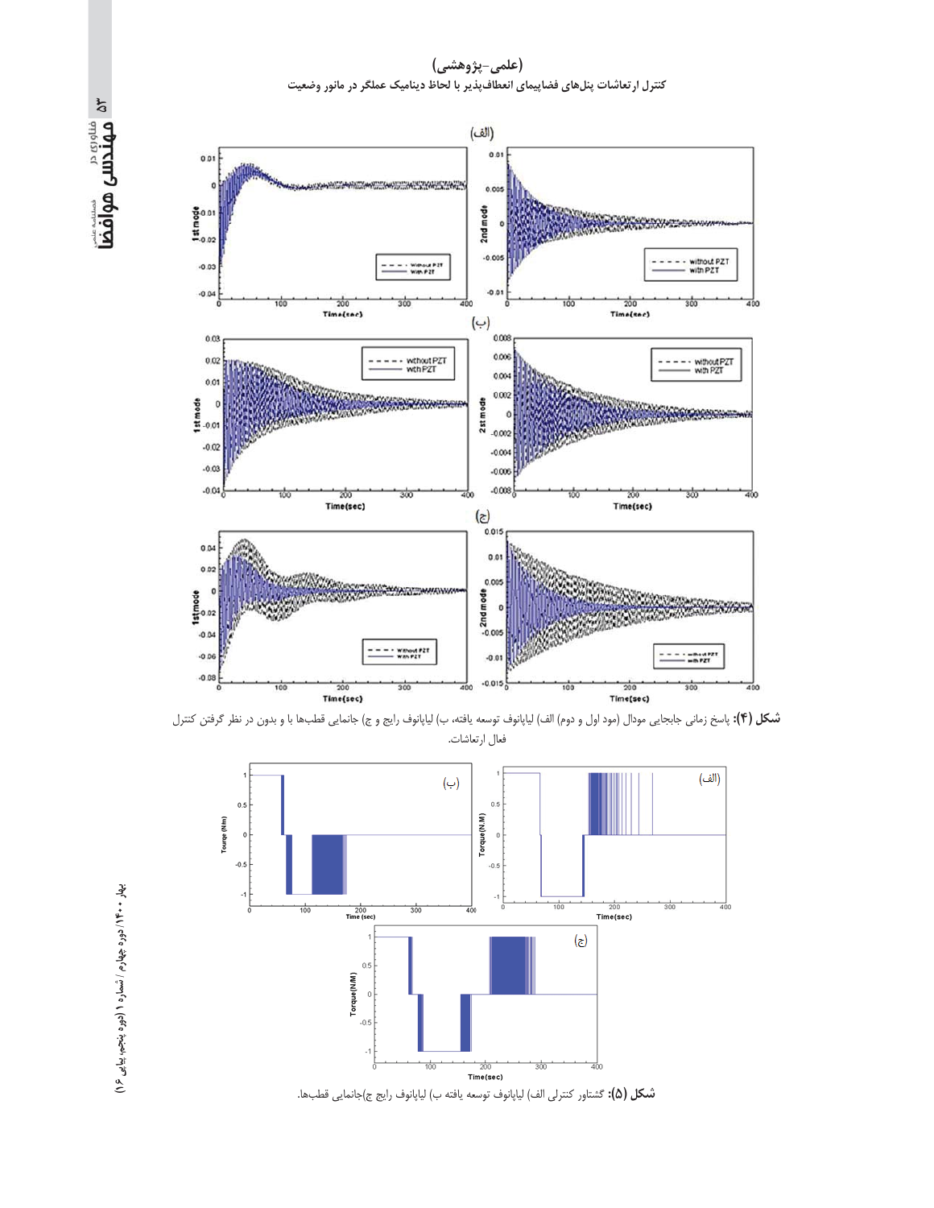(الف)

0.01
0
-0.01
-0.02
-0.03
-0.04
1st mode
0
100
200
300
400
Time(sec)
Without PZT
With PZT

0.01
0.005
0
-0.005
-0.01
2nd mode
0
100
200
300
400
Time(sec)
without PZT
with PZT

(ب)

0.03
0.02
0.01
0
-0.01
-0.02
-0.03
-0.04
1st mode
0
100
200
300
400
Time(sec)
without PZT
with PZT

0.008
0.006
0.004
0.002
0
-0.002
-0.004
-0.006
-0.008
2st mode
0
100
200
300
400
Time(sec)
without PZT
with PZT

(ج)

0.04
0.02
0
-0.02
-0.04
-0.06
-0.08
1stmode
0
100
200
300
400
Time(sec)
Without PZT
With PZT

0.015
0.01
0.005
0
-0.005
-0.01
-0.015
2nd mode
0
100
200
300
400
Time(sec)
without PZT
with PZT

**شکل (۴):** پاسخ زمانی جابجایی مودال (مود اول و دوم) الف) لیاپانوف توسعه یافته، ب) لیاپانوف رایج و ج) جانمایی قطب‌ها با و بدون در نظر گرفتن کنترل فعال ارتعاشات.

(ب)

1
0.5
0
-0.5
-1
Torque (N/m)
0
100
200
300
400
Time (sec)

(الف)

1
0.5
0
-0.5
-1
Torque(N.M)
0
100
200
300
400
Time(sec)

(ج)

1
0.5
0
-0.5
-1
Torque(N/M)
0
100
200
300
400
Time(sec)

**شکل (۵):** گشتاور کنترلی الف) لیاپانوف توسعه یافته ب) لیاپانوف رایج ج)جانمایی قطب‌ها.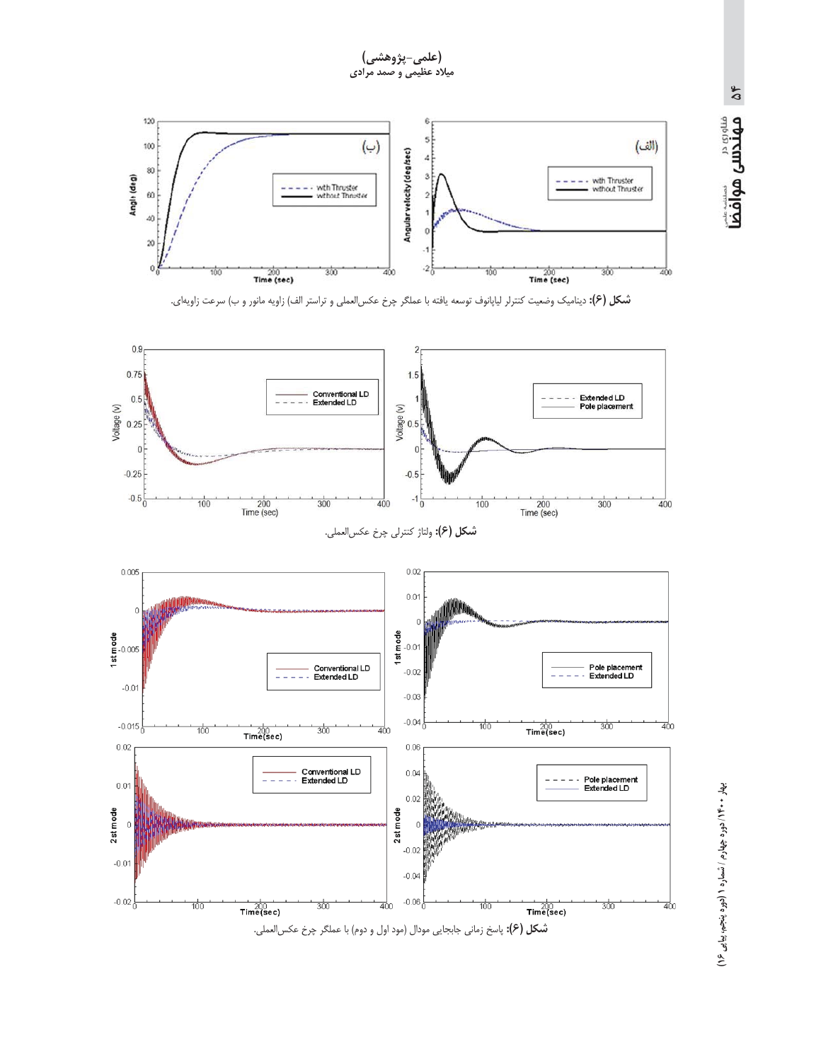(الف)

Angular velocity (deg/sec)

Time (sec)

with Thruster
without Thruster

6
5
4
3
2
1
0
-1
-2

0 100 200 300 400

(ب)

Angle (deg)

Time (sec)

with Thruster
without Thruster

120
100
80
60
40
20
0

0 100 200 300 400

**شکل (۶):** دینامیک وضعیت کنترلر لیاپانوف توسعه یافته با عملگر چرخ عکس‌العملی و تراستر الف) زاویه مانور و ب) سرعت زاویه‌ای.

Voltage (v)

Time (sec)

Extended LD
Pole placement

2
1.5
1
0.5
0
-0.5
-1

0 100 200 300 400

Voltage (v)

Time (sec)

Conventional LD
Extended LD

0.9
0.75
0.5
0.25
0
-0.25
-0.5

0 100 200 300 400

**شکل (۶):** ولتاژ کنترلی چرخ عکس‌العملی.

1st mode

Time(sec)

Pole placement
Extended LD

0.02
0.01
0
-0.01
-0.02
-0.03
-0.04

0 100 200 300 400

1st mode

Time(sec)

Conventional LD
Extended LD

0.005
0
-0.005
-0.01
-0.015

0 100 200 300 400

2st mode

Time(sec)

Pole placement
Extended LD

0.06
0.04
0.02
0
-0.02
-0.04
-0.06

0 100 200 300 400

2st mode

Time(sec)

Conventional LD
Extended LD

0.02
0.01
0
-0.01
-0.02

0 100 200 300 400

**شکل (۶):** پاسخ زمانی جابجایی مودال (مود اول و دوم) با عملگر چرخ عکس‌العملی.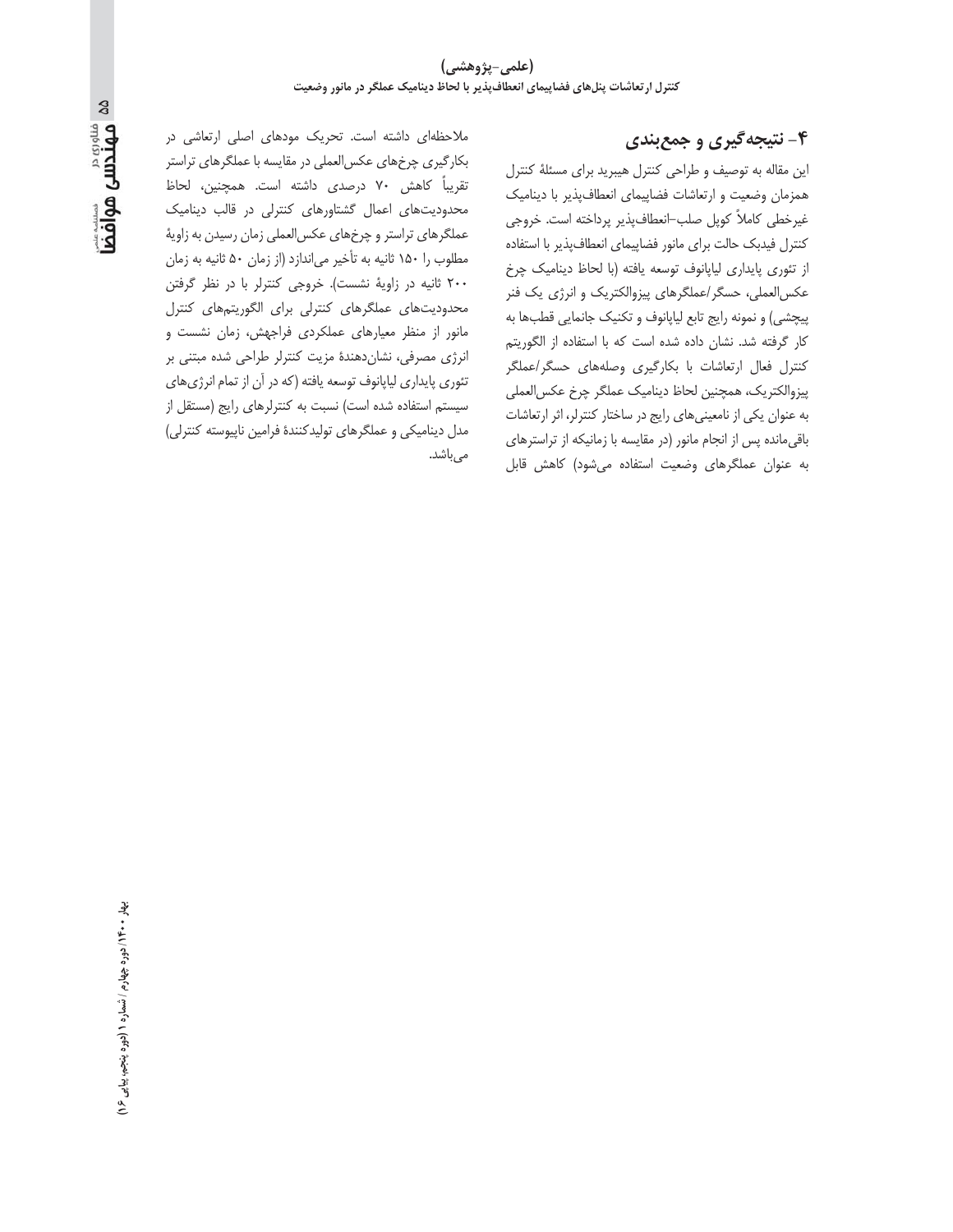## ۴- نتیجه‌گیری و جمع‌بندی

این مقاله به توصیف و طراحی کنترل هیبرید برای مسئلۀ کنترل همزمان وضعیت و ارتعاشات فضاپیمای انعطاف‌پذیر با دینامیک غیرخطی کاملاً کوپل صلب–انعطاف‌پذیر پرداخته است. خروجی کنترل فیدبک حالت برای مانور فضاپیمای انعطاف‌پذیر با استفاده از تئوری پایداری لیاپانوف توسعه یافته (با لحاظ دینامیک چرخ عکس‌العملی، حسگر/عملگرهای پیزوالکتریک و انرژی یک فنر پیچشی) و نمونه رایج تابع لیاپانوف و تکنیک جانمایی قطب‌ها به کار گرفته شد. نشان داده شده است که با استفاده از الگوریتم کنترل فعال ارتعاشات با بکارگیری وصله‌های حسگر/عملگر پیزوالکتریک، همچنین لحاظ دینامیک عملگر چرخ عکس‌العملی به عنوان یکی از نامعینی‌های رایج در ساختار کنترلر، اثر ارتعاشات باقی‌مانده پس از انجام مانور (در مقایسه با زمانیکه از تراسترهای به عنوان عملگرهای وضعیت استفاده می‌شود) کاهش قابل ملاحظه‌ای داشته است. تحریک مودهای اصلی ارتعاشی در بکارگیری چرخ‌های عکس‌العملی در مقایسه با عملگرهای تراستر تقریباً کاهش ۷۰ درصدی داشته است. همچنین، لحاظ محدودیت‌های اعمال گشتاورهای کنترلی در قالب دینامیک عملگرهای تراستر و چرخ‌های عکس‌العملی زمان رسیدن به زاویۀ مطلوب را ۱۵۰ ثانیه به تأخیر می‌اندازد (از زمان ۵۰ ثانیه به زمان ۲۰۰ ثانیه در زاویۀ نشست). خروجی کنترلر با در نظر گرفتن محدودیت‌های عملگرهای کنترلی برای الگوریتم‌های کنترل مانور از منظر معیارهای عملکردی فراجهش، زمان نشست و انرژی مصرفی، نشان‌دهندۀ مزیت کنترلر طراحی شده مبتنی بر تئوری پایداری لیاپانوف توسعه یافته (که در آن از تمام انرژی‌های سیستم استفاده شده است) نسبت به کنترلرهای رایج (مستقل از مدل دینامیکی و عملگرهای تولیدکنندۀ فرامین ناپیوسته کنترلی) می‌باشد.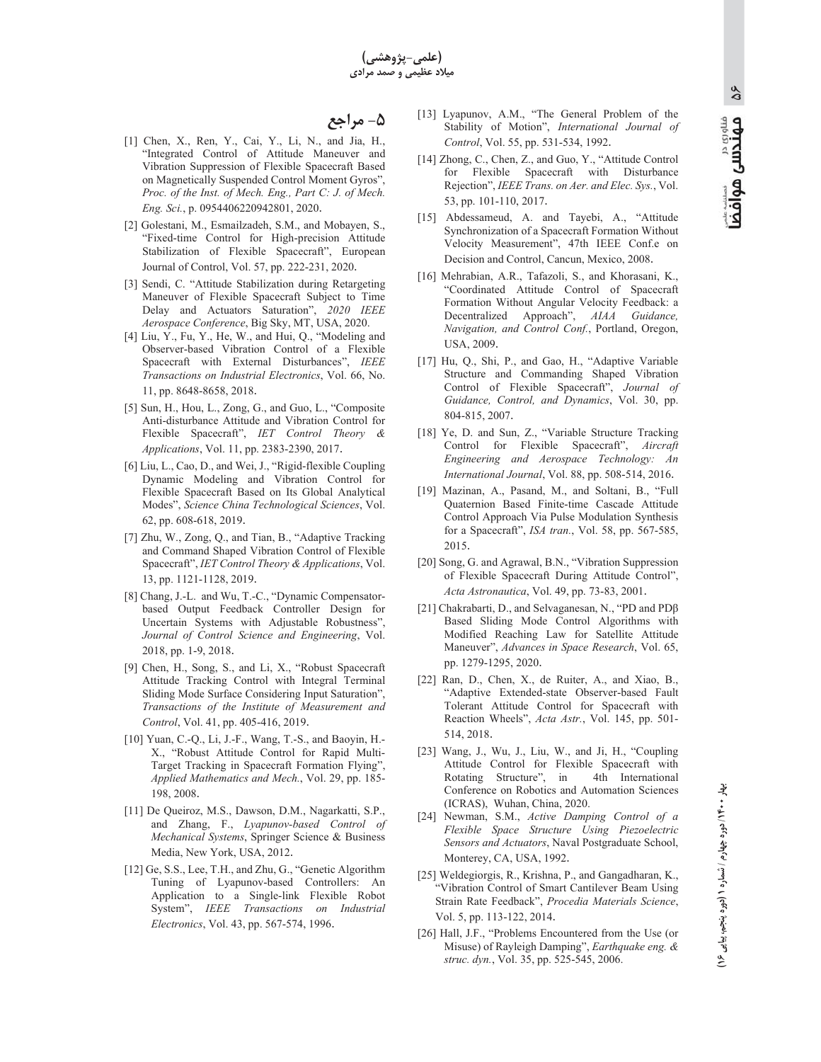## ۵- مراجع

[1] Chen, X., Ren, Y., Cai, Y., Li, N., and Jia, H., "Integrated Control of Attitude Maneuver and Vibration Suppression of Flexible Spacecraft Based on Magnetically Suspended Control Moment Gyros", *Proc. of the Inst. of Mech. Eng., Part C: J. of Mech. Eng. Sci.*, p. 0954406220942801, 2020.

[2] Golestani, M., Esmailzadeh, S.M., and Mobayen, S., "Fixed-time Control for High-precision Attitude Stabilization of Flexible Spacecraft", European Journal of Control, Vol. 57, pp. 222-231, 2020.

[3] Sendi, C. "Attitude Stabilization during Retargeting Maneuver of Flexible Spacecraft Subject to Time Delay and Actuators Saturation", *2020 IEEE Aerospace Conference*, Big Sky, MT, USA, 2020.

[4] Liu, Y., Fu, Y., He, W., and Hui, Q., "Modeling and Observer-based Vibration Control of a Flexible Spacecraft with External Disturbances", *IEEE Transactions on Industrial Electronics*, Vol. 66, No. 11, pp. 8648-8658, 2018.

[5] Sun, H., Hou, L., Zong, G., and Guo, L., "Composite Anti-disturbance Attitude and Vibration Control for Flexible Spacecraft", *IET Control Theory & Applications*, Vol. 11, pp. 2383-2390, 2017.

[6] Liu, L., Cao, D., and Wei, J., "Rigid-flexible Coupling Dynamic Modeling and Vibration Control for Flexible Spacecraft Based on Its Global Analytical Modes", *Science China Technological Sciences*, Vol. 62, pp. 608-618, 2019.

[7] Zhu, W., Zong, Q., and Tian, B., "Adaptive Tracking and Command Shaped Vibration Control of Flexible Spacecraft", *IET Control Theory & Applications*, Vol. 13, pp. 1121-1128, 2019.

[8] Chang, J.-L. and Wu, T.-C., "Dynamic Compensator-based Output Feedback Controller Design for Uncertain Systems with Adjustable Robustness", *Journal of Control Science and Engineering*, Vol. 2018, pp. 1-9, 2018.

[9] Chen, H., Song, S., and Li, X., "Robust Spacecraft Attitude Tracking Control with Integral Terminal Sliding Mode Surface Considering Input Saturation", *Transactions of the Institute of Measurement and Control*, Vol. 41, pp. 405-416, 2019.

[10] Yuan, C.-Q., Li, J.-F., Wang, T.-S., and Baoyin, H.-X., "Robust Attitude Control for Rapid Multi-Target Tracking in Spacecraft Formation Flying", *Applied Mathematics and Mech.*, Vol. 29, pp. 185-198, 2008.

[11] De Queiroz, M.S., Dawson, D.M., Nagarkatti, S.P., and Zhang, F., *Lyapunov-based Control of Mechanical Systems*, Springer Science & Business Media, New York, USA, 2012.

[12] Ge, S.S., Lee, T.H., and Zhu, G., "Genetic Algorithm Tuning of Lyapunov-based Controllers: An Application to a Single-link Flexible Robot System", *IEEE Transactions on Industrial Electronics*, Vol. 43, pp. 567-574, 1996.

[13] Lyapunov, A.M., "The General Problem of the Stability of Motion", *International Journal of Control*, Vol. 55, pp. 531-534, 1992.

[14] Zhong, C., Chen, Z., and Guo, Y., "Attitude Control for Flexible Spacecraft with Disturbance Rejection", *IEEE Trans. on Aer. and Elec. Sys.*, Vol. 53, pp. 101-110, 2017.

[15] Abdessameud, A. and Tayebi, A., "Attitude Synchronization of a Spacecraft Formation Without Velocity Measurement", 47th IEEE Conf.e on Decision and Control, Cancun, Mexico, 2008.

[16] Mehrabian, A.R., Tafazoli, S., and Khorasani, K., "Coordinated Attitude Control of Spacecraft Formation Without Angular Velocity Feedback: a Decentralized Approach", *AIAA Guidance, Navigation, and Control Conf.*, Portland, Oregon, USA, 2009.

[17] Hu, Q., Shi, P., and Gao, H., "Adaptive Variable Structure and Commanding Shaped Vibration Control of Flexible Spacecraft", *Journal of Guidance, Control, and Dynamics*, Vol. 30, pp. 804-815, 2007.

[18] Ye, D. and Sun, Z., "Variable Structure Tracking Control for Flexible Spacecraft", *Aircraft Engineering and Aerospace Technology: An International Journal*, Vol. 88, pp. 508-514, 2016.

[19] Mazinan, A., Pasand, M., and Soltani, B., "Full Quaternion Based Finite-time Cascade Attitude Control Approach Via Pulse Modulation Synthesis for a Spacecraft", *ISA tran.*, Vol. 58, pp. 567-585, 2015.

[20] Song, G. and Agrawal, B.N., "Vibration Suppression of Flexible Spacecraft During Attitude Control", *Acta Astronautica*, Vol. 49, pp. 73-83, 2001.

[21] Chakrabarti, D., and Selvaganesan, N., "PD and PDβ Based Sliding Mode Control Algorithms with Modified Reaching Law for Satellite Attitude Maneuver", *Advances in Space Research*, Vol. 65, pp. 1279-1295, 2020.

[22] Ran, D., Chen, X., de Ruiter, A., and Xiao, B., "Adaptive Extended-state Observer-based Fault Tolerant Attitude Control for Spacecraft with Reaction Wheels", *Acta Astr.*, Vol. 145, pp. 501-514, 2018.

[23] Wang, J., Wu, J., Liu, W., and Ji, H., "Coupling Attitude Control for Flexible Spacecraft with Rotating Structure", in 4th International Conference on Robotics and Automation Sciences (ICRAS), Wuhan, China, 2020.

[24] Newman, S.M., *Active Damping Control of a Flexible Space Structure Using Piezoelectric Sensors and Actuators*, Naval Postgraduate School, Monterey, CA, USA, 1992.

[25] Weldegiorgis, R., Krishna, P., and Gangadharan, K., "Vibration Control of Smart Cantilever Beam Using Strain Rate Feedback", *Procedia Materials Science*, Vol. 5, pp. 113-122, 2014.

[26] Hall, J.F., "Problems Encountered from the Use (or Misuse) of Rayleigh Damping", *Earthquake eng. & struc. dyn.*, Vol. 35, pp. 525-545, 2006.